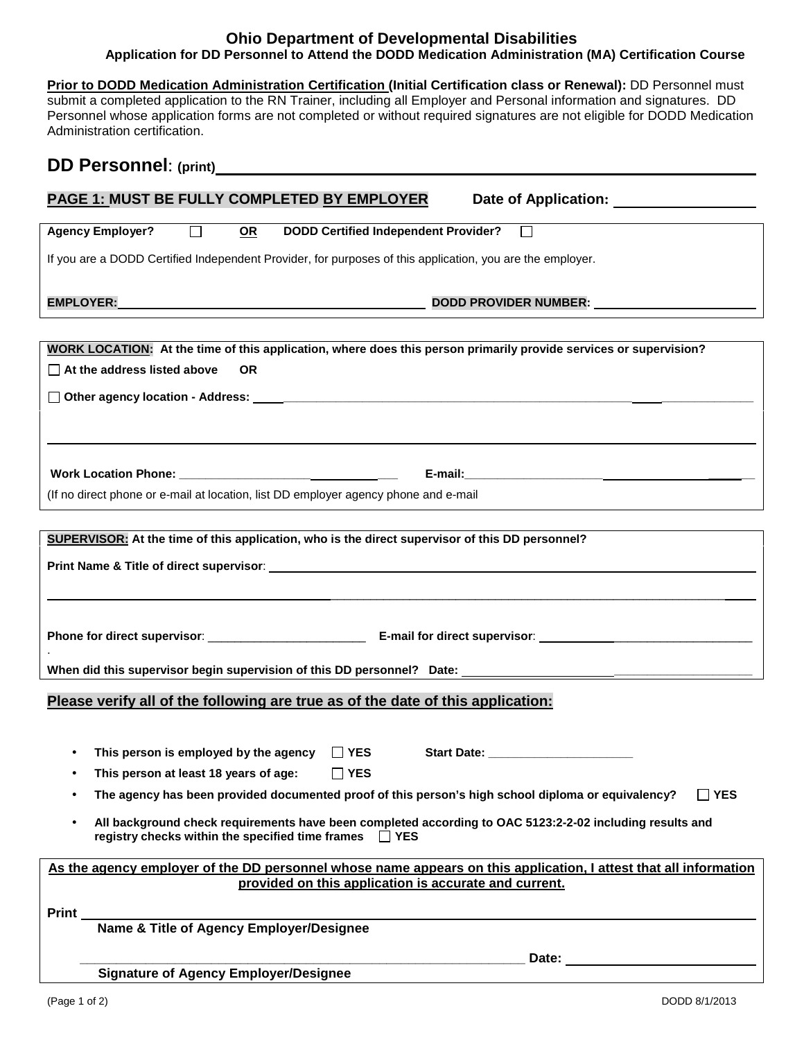# Ohio Department of Developmental Disabilities

## Application for DD Personnel to Attend the DODD Medication Administration (MA) Certification Course

**Prior to DODD Medication Administration Certification (Initial Certification class or Renewal):** DD Personnel must submit a completed application to the RN Trainer, including all Employer and Personal information and signatures. DD Personnel whose application forms are not completed or without required signatures are not eligible for DODD Medication Administration certification.

**DD Personnel: (print)** ____________________________________________

**PAGE 1: MUST BE FULLY COMPLETED BY EMPLOYER** **Date of Application:** ________________

**Agency Employer?** ☐ **OR** **DODD Certified Independent Provider?** ☐

If you are a DODD Certified Independent Provider, for purposes of this application, you are the employer.

**EMPLOYER:** ______________________________ **DODD PROVIDER NUMBER:** ________________

**WORK LOCATION: At the time of this application, where does this person primarily provide services or supervision?**

☐ **At the address listed above** **OR**

☐ **Other agency location - Address:** ____________________________________________

____________________________________________

**Work Location Phone:** ________________ **E-mail:** ________________

(If no direct phone or e-mail at location, list DD employer agency phone and e-mail

**SUPERVISOR: At the time of this application, who is the direct supervisor of this DD personnel?**

**Print Name & Title of direct supervisor:** ____________________________________________

____________________________________________

**Phone for direct supervisor:** ________________ **E-mail for direct supervisor:** ________________

**When did this supervisor begin supervision of this DD personnel? Date:** ________________

**Please verify all of the following are true as of the date of this application:**

- **This person is employed by the agency** ☐ **YES** **Start Date:** ________________
- **This person at least 18 years of age:** ☐ **YES**
- **The agency has been provided documented proof of this person's high school diploma or equivalency?** ☐ **YES**
- **All background check requirements have been completed according to OAC 5123:2-2-02 including results and registry checks within the specified time frames** ☐ **YES**

**As the agency employer of the DD personnel whose name appears on this application, I attest that all information provided on this application is accurate and current.**

**Print** ____________________________________________

**Name & Title of Agency Employer/Designee**

____________________________________________ **Date:** ________________

**Signature of Agency Employer/Designee**

DODD 8/1/2013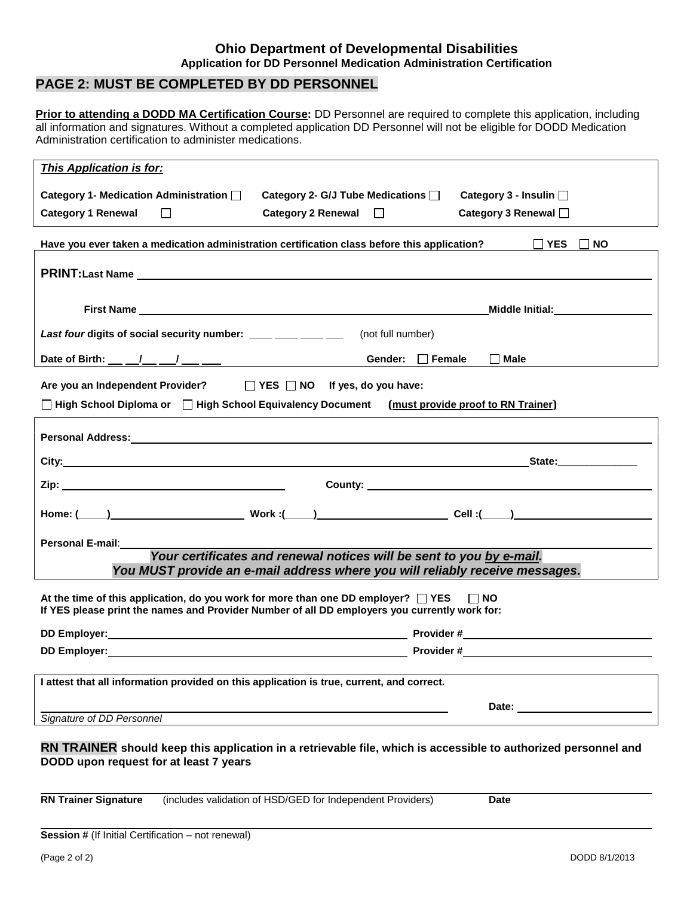**Ohio Department of Developmental Disabilities**
**Application for DD Personnel Medication Administration Certification**

## PAGE 2: MUST BE COMPLETED BY DD PERSONNEL

**Prior to attending a DODD MA Certification Course:** DD Personnel are required to complete this application, including all information and signatures. Without a completed application DD Personnel will not be eligible for DODD Medication Administration certification to administer medications.

***This Application is for:***

**Category 1- Medication Administration** ☐  **Category 2- G/J Tube Medications** ☐  **Category 3 - Insulin** ☐
**Category 1 Renewal** ☐  **Category 2 Renewal** ☐  **Category 3 Renewal** ☐

**Have you ever taken a medication administration certification class before this application?** ☐ **YES** ☐ **NO**

**PRINT: Last Name** ______________________________

**First Name** ______________________________ **Middle Initial:** __________

***Last four* digits of social security number:** ___ ___ ___ ___ (not full number)

**Date of Birth:** __ __/__ __/__ __ __ __  **Gender:** ☐ **Female** ☐ **Male**

**Are you an Independent Provider?** ☐ **YES** ☐ **NO** **If yes, do you have:**

☐ **High School Diploma or** ☐ **High School Equivalency Document** (**must provide proof to RN Trainer**)

**Personal Address:** ______________________________

**City:** ______________________________ **State:** __________

**Zip:** ______________________________ **County:** ______________________________

**Home: (____)** ______________ **Work :(____)** ______________ **Cell :(____)** ______________

**Personal E-mail**: ______________________________

***Your certificates and renewal notices will be sent to you by e-mail.***
***You MUST provide an e-mail address where you will reliably receive messages.***

**At the time of this application, do you work for more than one DD employer?** ☐ **YES** ☐ **NO**
**If YES please print the names and Provider Number of all DD employers you currently work for:**

**DD Employer:** ______________________________ **Provider #** ______________

**DD Employer:** ______________________________ **Provider #** ______________

**I attest that all information provided on this application is true, current, and correct.**

______________________________ **Date:** ______________
*Signature of DD Personnel*

**RN TRAINER should keep this application in a retrievable file, which is accessible to authorized personnel and DODD upon request for at least 7 years**

______________________________
**RN Trainer Signature** (includes validation of HSD/GED for Independent Providers) **Date**

______________________________
**Session #** (If Initial Certification – not renewal)

DODD 8/1/2013